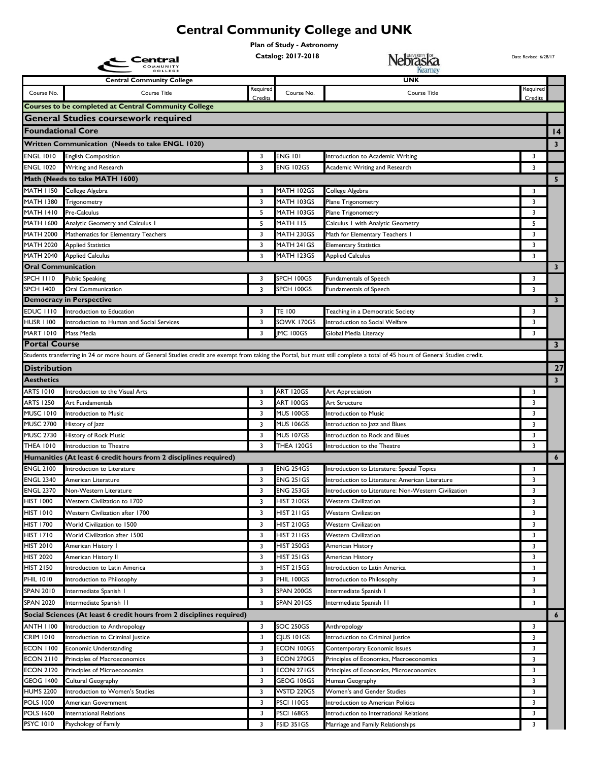# Central Community College and UNK

**Plan of Study - Astronomy**

**Catalog: 2017-2018**

Date Revised: 6/28/17

| Course No. | Course Title | Required Credits | Course No. | Course Title | Required Credits | |
|---|---|---|---|---|---|---|
| **Central Community College** | | | **UNK** | | | |
| **Courses to be completed at Central Community College** | | | | | | |
| **General Studies coursework required** | | | | | | |
| **Foundational Core** | | | | | | **14** |
| **Written Communication (Needs to take ENGL 1020)** | | | | | | **3** |
| ENGL 1010 | English Composition | 3 | ENG 101 | Introduction to Academic Writing | 3 | |
| ENGL 1020 | Writing and Research | 3 | ENG 102GS | Academic Writing and Research | 3 | |
| **Math (Needs to take MATH 1600)** | | | | | | **5** |
| MATH 1150 | College Algebra | 3 | MATH 102GS | College Algebra | 3 | |
| MATH 1380 | Trigonometry | 3 | MATH 103GS | Plane Trigonometry | 3 | |
| MATH 1410 | Pre-Calculus | 5 | MATH 103GS | Plane Trigonometry | 3 | |
| MATH 1600 | Analytic Geometry and Calculus I | 5 | MATH 115 | Calculus I with Analytic Geometry | 5 | |
| MATH 2000 | Mathematics for Elementary Teachers | 3 | MATH 230GS | Math for Elementary Teachers I | 3 | |
| MATH 2020 | Applied Statistics | 3 | MATH 241GS | Elementary Statistics | 3 | |
| MATH 2040 | Applied Calculus | 3 | MATH 123GS | Applied Calculus | 3 | |
| **Oral Communication** | | | | | | **3** |
| SPCH 1110 | Public Speaking | 3 | SPCH 100GS | Fundamentals of Speech | 3 | |
| SPCH 1400 | Oral Communication | 3 | SPCH 100GS | Fundamentals of Speech | 3 | |
| **Democracy in Perspective** | | | | | | **3** |
| EDUC 1110 | Introduction to Education | 3 | TE 100 | Teaching in a Democratic Society | 3 | |
| HUSR 1100 | Introduction to Human and Social Services | 3 | SOWK 170GS | Introduction to Social Welfare | 3 | |
| MART 1010 | Mass Media | 3 | JMC 100GS | Global Media Literacy | 3 | |
| **Portal Course** | | | | | | **3** |
| Students transferring in 24 or more hours of General Studies credit are exempt from taking the Portal, but must still complete a total of 45 hours of General Studies credit. | | | | | | |
| **Distribution** | | | | | | **27** |
| **Aesthetics** | | | | | | **3** |
| ARTS 1010 | Introduction to the Visual Arts | 3 | ART 120GS | Art Appreciation | 3 | |
| ARTS 1250 | Art Fundamentals | 3 | ART 100GS | Art Structure | 3 | |
| MUSC 1010 | Introduction to Music | 3 | MUS 100GS | Introduction to Music | 3 | |
| MUSC 2700 | History of Jazz | 3 | MUS 106GS | Introduction to Jazz and Blues | 3 | |
| MUSC 2730 | History of Rock Music | 3 | MUS 107GS | Introduction to Rock and Blues | 3 | |
| THEA 1010 | Introduction to Theatre | 3 | THEA 120GS | Introduction to the Theatre | 3 | |
| **Humanities (At least 6 credit hours from 2 disciplines required)** | | | | | | **6** |
| ENGL 2100 | Introduction to Literature | 3 | ENG 254GS | Introduction to Literature: Special Topics | 3 | |
| ENGL 2340 | American Literature | 3 | ENG 251GS | Introduction to Literature: American Literature | 3 | |
| ENGL 2370 | Non-Western Literature | 3 | ENG 253GS | Introduction to Literature: Non-Western Civilization | 3 | |
| HIST 1000 | Western Civilization to 1700 | 3 | HIST 210GS | Western Civilization | 3 | |
| HIST 1010 | Western Civilization after 1700 | 3 | HIST 211GS | Western Civilization | 3 | |
| HIST 1700 | World Civilization to 1500 | 3 | HIST 210GS | Western Civilization | 3 | |
| HIST 1710 | World Civilization after 1500 | 3 | HIST 211GS | Western Civilization | 3 | |
| HIST 2010 | American History I | 3 | HIST 250GS | American History | 3 | |
| HIST 2020 | American History II | 3 | HIST 251GS | American History | 3 | |
| HIST 2150 | Introduction to Latin America | 3 | HIST 215GS | Introduction to Latin America | 3 | |
| PHIL 1010 | Introduction to Philosophy | 3 | PHIL 100GS | Introduction to Philosophy | 3 | |
| SPAN 2010 | Intermediate Spanish I | 3 | SPAN 200GS | Intermediate Spanish I | 3 | |
| SPAN 2020 | Intermediate Spanish II | 3 | SPAN 201GS | Intermediate Spanish II | 3 | |
| **Social Sciences (At least 6 credit hours from 2 disciplines required)** | | | | | | **6** |
| ANTH 1100 | Introduction to Anthropology | 3 | SOC 250GS | Anthropology | 3 | |
| CRIM 1010 | Introduction to Criminal Justice | 3 | CJUS 101GS | Introduction to Criminal Justice | 3 | |
| ECON 1100 | Economic Understanding | 3 | ECON 100GS | Contemporary Economic Issues | 3 | |
| ECON 2110 | Principles of Macroeconomics | 3 | ECON 270GS | Principles of Economics, Macroeconomics | 3 | |
| ECON 2120 | Principles of Microeconomics | 3 | ECON 271GS | Principles of Economics, Microeconomics | 3 | |
| GEOG 1400 | Cultural Geography | 3 | GEOG 106GS | Human Geography | 3 | |
| HUMS 2200 | Introduction to Women's Studies | 3 | WSTD 220GS | Women's and Gender Studies | 3 | |
| POLS 1000 | American Government | 3 | PSCI 110GS | Introduction to American Politics | 3 | |
| POLS 1600 | International Relations | 3 | PSCI 168GS | Introduction to International Relations | 3 | |
| PSYC 1010 | Psychology of Family | 3 | FSID 351GS | Marriage and Family Relationships | 3 | |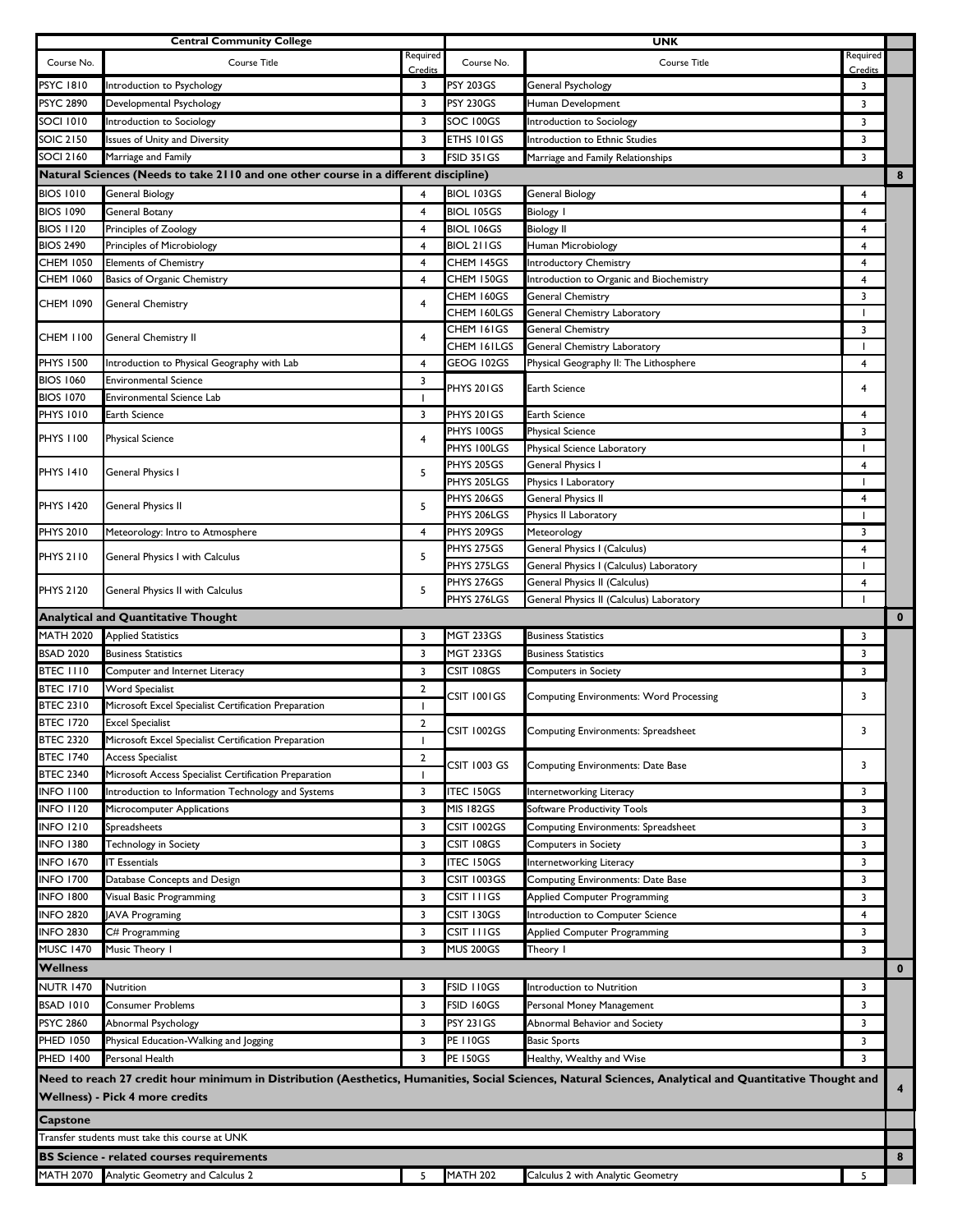| Central Community College | | | UNK | | | |
|---|---|---|---|---|---|---|
| Course No. | Course Title | Required Credits | Course No. | Course Title | Required Credits | |
| PSYC 1810 | Introduction to Psychology | 3 | PSY 203GS | General Psychology | 3 | |
| PSYC 2890 | Developmental Psychology | 3 | PSY 230GS | Human Development | 3 | |
| SOCI 1010 | Introduction to Sociology | 3 | SOC 100GS | Introduction to Sociology | 3 | |
| SOIC 2150 | Issues of Unity and Diversity | 3 | ETHS 101GS | Introduction to Ethnic Studies | 3 | |
| SOCI 2160 | Marriage and Family | 3 | FSID 351GS | Marriage and Family Relationships | 3 | |
| **Natural Sciences (Needs to take 2110 and one other course in a different discipline)** | | | | | | **8** |
| BIOS 1010 | General Biology | 4 | BIOL 103GS | General Biology | 4 | |
| BIOS 1090 | General Botany | 4 | BIOL 105GS | Biology I | 4 | |
| BIOS 1120 | Principles of Zoology | 4 | BIOL 106GS | Biology II | 4 | |
| BIOS 2490 | Principles of Microbiology | 4 | BIOL 211GS | Human Microbiology | 4 | |
| CHEM 1050 | Elements of Chemistry | 4 | CHEM 145GS | Introductory Chemistry | 4 | |
| CHEM 1060 | Basics of Organic Chemistry | 4 | CHEM 150GS | Introduction to Organic and Biochemistry | 4 | |
| CHEM 1090 | General Chemistry | 4 | CHEM 160GS | General Chemistry | 3 | |
| | | | CHEM 160LGS | General Chemistry Laboratory | 1 | |
| CHEM 1100 | General Chemistry II | 4 | CHEM 161GS | General Chemistry | 3 | |
| | | | CHEM 161LGS | General Chemistry Laboratory | 1 | |
| PHYS 1500 | Introduction to Physical Geography with Lab | 4 | GEOG 102GS | Physical Geography II: The Lithosphere | 4 | |
| BIOS 1060 | Environmental Science | 3 | PHYS 201GS | Earth Science | 4 | |
| BIOS 1070 | Environmental Science Lab | 1 | | | | |
| PHYS 1010 | Earth Science | 3 | PHYS 201GS | Earth Science | 4 | |
| PHYS 1100 | Physical Science | 4 | PHYS 100GS | Physical Science | 3 | |
| | | | PHYS 100LGS | Physical Science Laboratory | 1 | |
| PHYS 1410 | General Physics I | 5 | PHYS 205GS | General Physics I | 4 | |
| | | | PHYS 205LGS | Physics I Laboratory | 1 | |
| PHYS 1420 | General Physics II | 5 | PHYS 206GS | General Physics II | 4 | |
| | | | PHYS 206LGS | Physics II Laboratory | 1 | |
| PHYS 2010 | Meteorology: Intro to Atmosphere | 4 | PHYS 209GS | Meteorology | 3 | |
| PHYS 2110 | General Physics I with Calculus | 5 | PHYS 275GS | General Physics I (Calculus) | 4 | |
| | | | PHYS 275LGS | General Physics I (Calculus) Laboratory | 1 | |
| PHYS 2120 | General Physics II with Calculus | 5 | PHYS 276GS | General Physics II (Calculus) | 4 | |
| | | | PHYS 276LGS | General Physics II (Calculus) Laboratory | 1 | |
| **Analytical and Quantitative Thought** | | | | | | **0** |
| MATH 2020 | Applied Statistics | 3 | MGT 233GS | Business Statistics | 3 | |
| BSAD 2020 | Business Statistics | 3 | MGT 233GS | Business Statistics | 3 | |
| BTEC 1110 | Computer and Internet Literacy | 3 | CSIT 108GS | Computers in Society | 3 | |
| BTEC 1710 | Word Specialist | 2 | CSIT 1001GS | Computing Environments: Word Processing | 3 | |
| BTEC 2310 | Microsoft Excel Specialist Certification Preparation | 1 | | | | |
| BTEC 1720 | Excel Specialist | 2 | CSIT 1002GS | Computing Environments: Spreadsheet | 3 | |
| BTEC 2320 | Microsoft Excel Specialist Certification Preparation | 1 | | | | |
| BTEC 1740 | Access Specialist | 2 | CSIT 1003 GS | Computing Environments: Date Base | 3 | |
| BTEC 2340 | Microsoft Access Specialist Certification Preparation | 1 | | | | |
| INFO 1100 | Introduction to Information Technology and Systems | 3 | ITEC 150GS | Internetworking Literacy | 3 | |
| INFO 1120 | Microcomputer Applications | 3 | MIS 182GS | Software Productivity Tools | 3 | |
| INFO 1210 | Spreadsheets | 3 | CSIT 1002GS | Computing Environments: Spreadsheet | 3 | |
| INFO 1380 | Technology in Society | 3 | CSIT 108GS | Computers in Society | 3 | |
| INFO 1670 | IT Essentials | 3 | ITEC 150GS | Internetworking Literacy | 3 | |
| INFO 1700 | Database Concepts and Design | 3 | CSIT 1003GS | Computing Environments: Date Base | 3 | |
| INFO 1800 | Visual Basic Programming | 3 | CSIT 111GS | Applied Computer Programming | 3 | |
| INFO 2820 | JAVA Programing | 3 | CSIT 130GS | Introduction to Computer Science | 4 | |
| INFO 2830 | C# Programming | 3 | CSIT 111GS | Applied Computer Programming | 3 | |
| MUSC 1470 | Music Theory I | 3 | MUS 200GS | Theory I | 3 | |
| **Wellness** | | | | | | **0** |
| NUTR 1470 | Nutrition | 3 | FSID 110GS | Introduction to Nutrition | 3 | |
| BSAD 1010 | Consumer Problems | 3 | FSID 160GS | Personal Money Management | 3 | |
| PSYC 2860 | Abnormal Psychology | 3 | PSY 231GS | Abnormal Behavior and Society | 3 | |
| PHED 1050 | Physical Education-Walking and Jogging | 3 | PE 110GS | Basic Sports | 3 | |
| PHED 1400 | Personal Health | 3 | PE 150GS | Healthy, Wealthy and Wise | 3 | |
| **Need to reach 27 credit hour minimum in Distribution (Aesthetics, Humanities, Social Sciences, Natural Sciences, Analytical and Quantitative Thought and Wellness) - Pick 4 more credits** | | | | | | **4** |
| **Capstone** | | | | | | |
| Transfer students must take this course at UNK | | | | | | |
| **BS Science - related courses requirements** | | | | | | **8** |
| MATH 2070 | Analytic Geometry and Calculus 2 | 5 | MATH 202 | Calculus 2 with Analytic Geometry | 5 | |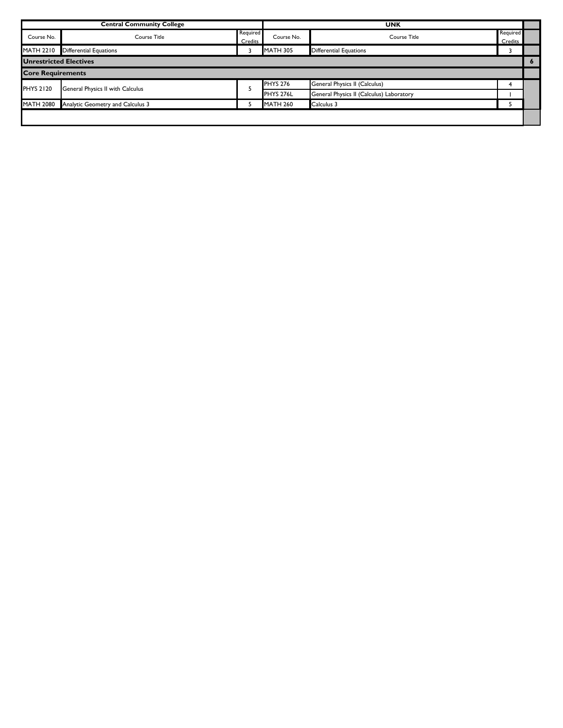| Central Community College | | | UNK | | | |
|---|---|---|---|---|---|---|
| Course No. | Course Title | Required Credits | Course No. | Course Title | Required Credits | |
| MATH 2210 | Differential Equations | 3 | MATH 305 | Differential Equations | 3 | |
| **Unrestricted Electives** | | | | | | 6 |
| **Core Requirements** | | | | | | |
| PHYS 2120 | General Physics II with Calculus | 5 | PHYS 276 | General Physics II (Calculus) | 4 | |
| | | | PHYS 276L | General Physics II (Calculus) Laboratory | 1 | |
| MATH 2080 | Analytic Geometry and Calculus 3 | 5 | MATH 260 | Calculus 3 | 5 | |